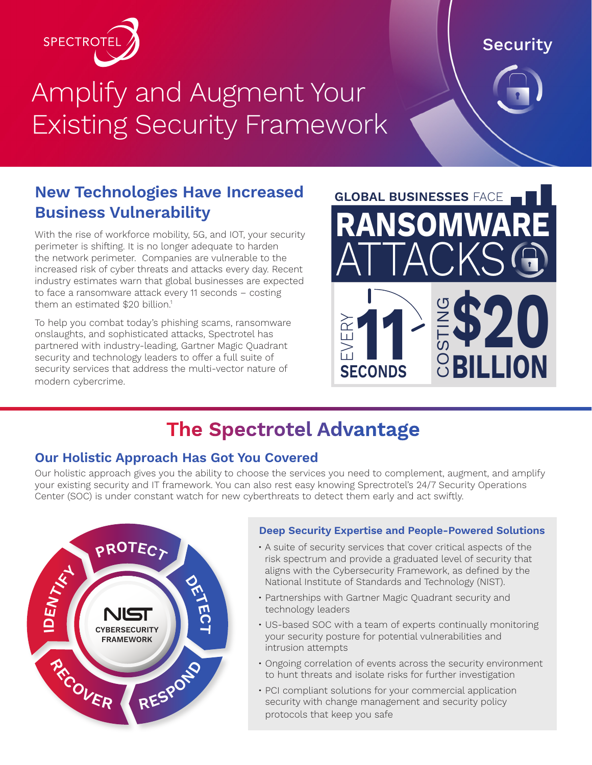SPECTROTEL

Security

# Amplify and Augment Your Existing Security Framework

## New Technologies Have Increased Business Vulnerability

With the rise of workforce mobility, 5G, and IOT, your security perimeter is shifting. It is no longer adequate to harden the network perimeter. Companies are vulnerable to the increased risk of cyber threats and attacks every day. Recent industry estimates warn that global businesses are expected to face a ransomware attack every 11 seconds – costing them an estimated $20 billion.[1]

To help you combat today's phishing scams, ransomware onslaughts, and sophisticated attacks, Spectrotel has partnered with industry-leading, Gartner Magic Quadrant security and technology leaders to offer a full suite of security services that address the multi-vector nature of modern cybercrime.

**GLOBAL BUSINESSES FACE RANSOMWARE ATTACKS**

**EVERY 11 SECONDS**

**COSTING $20 BILLION**

## The Spectrotel Advantage

### Our Holistic Approach Has Got You Covered

Our holistic approach gives you the ability to choose the services you need to complement, augment, and amplify your existing security and IT framework. You can also rest easy knowing Sprectrotel's 24/7 Security Operations Center (SOC) is under constant watch for new cyberthreats to detect them early and act swiftly.

NIST CYBERSECURITY FRAMEWORK: IDENTIFY · PROTECT · DETECT · RESPOND · RECOVER

### Deep Security Expertise and People-Powered Solutions

- A suite of security services that cover critical aspects of the risk spectrum and provide a graduated level of security that aligns with the Cybersecurity Framework, as defined by the National Institute of Standards and Technology (NIST).
- Partnerships with Gartner Magic Quadrant security and technology leaders
- US-based SOC with a team of experts continually monitoring your security posture for potential vulnerabilities and intrusion attempts
- Ongoing correlation of events across the security environment to hunt threats and isolate risks for further investigation
- PCI compliant solutions for your commercial application security with change management and security policy protocols that keep you safe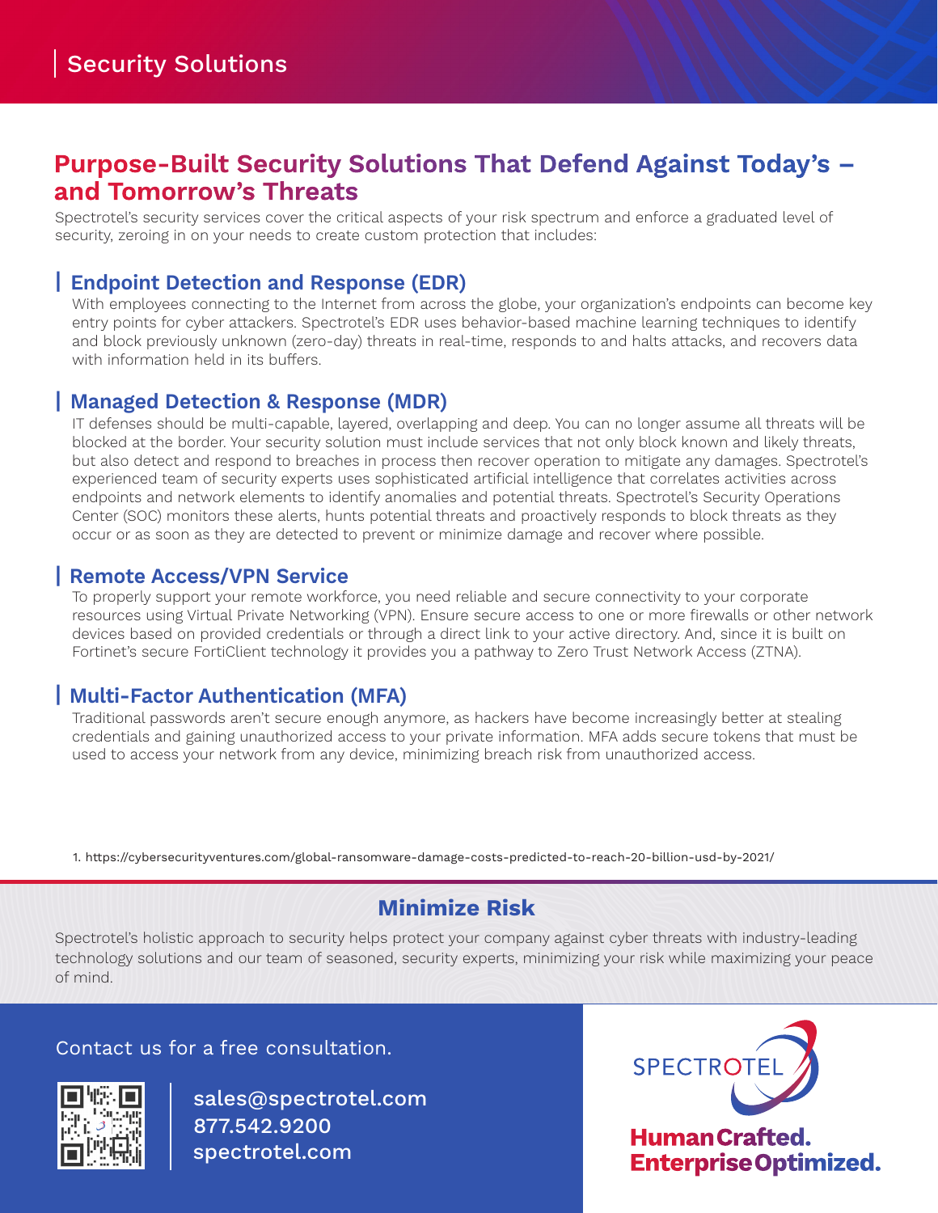Security Solutions

# Purpose-Built Security Solutions That Defend Against Today's – and Tomorrow's Threats

Spectrotel's security services cover the critical aspects of your risk spectrum and enforce a graduated level of security, zeroing in on your needs to create custom protection that includes:

## Endpoint Detection and Response (EDR)

With employees connecting to the Internet from across the globe, your organization's endpoints can become key entry points for cyber attackers. Spectrotel's EDR uses behavior-based machine learning techniques to identify and block previously unknown (zero-day) threats in real-time, responds to and halts attacks, and recovers data with information held in its buffers.

## Managed Detection & Response (MDR)

IT defenses should be multi-capable, layered, overlapping and deep. You can no longer assume all threats will be blocked at the border. Your security solution must include services that not only block known and likely threats, but also detect and respond to breaches in process then recover operation to mitigate any damages. Spectrotel's experienced team of security experts uses sophisticated artificial intelligence that correlates activities across endpoints and network elements to identify anomalies and potential threats. Spectrotel's Security Operations Center (SOC) monitors these alerts, hunts potential threats and proactively responds to block threats as they occur or as soon as they are detected to prevent or minimize damage and recover where possible.

## Remote Access/VPN Service

To properly support your remote workforce, you need reliable and secure connectivity to your corporate resources using Virtual Private Networking (VPN). Ensure secure access to one or more firewalls or other network devices based on provided credentials or through a direct link to your active directory. And, since it is built on Fortinet's secure FortiClient technology it provides you a pathway to Zero Trust Network Access (ZTNA).

## Multi-Factor Authentication (MFA)

Traditional passwords aren't secure enough anymore, as hackers have become increasingly better at stealing credentials and gaining unauthorized access to your private information. MFA adds secure tokens that must be used to access your network from any device, minimizing breach risk from unauthorized access.

1. https://cybersecurityventures.com/global-ransomware-damage-costs-predicted-to-reach-20-billion-usd-by-2021/

## Minimize Risk

Spectrotel's holistic approach to security helps protect your company against cyber threats with industry-leading technology solutions and our team of seasoned, security experts, minimizing your risk while maximizing your peace of mind.

Contact us for a free consultation.

sales@spectrotel.com
877.542.9200
spectrotel.com

SPECTROTEL

**Human Crafted. Enterprise Optimized.**